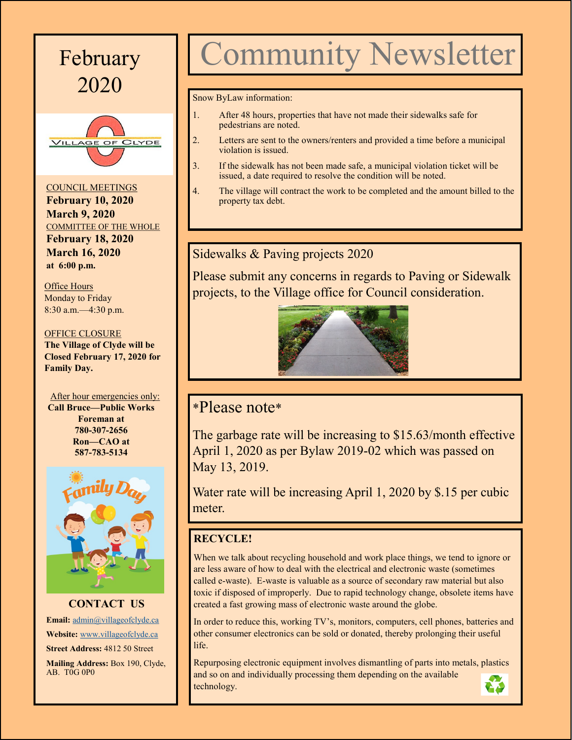# Community Newsletter

## February 2020

COUNCIL MEETINGS
**February 10, 2020**
**March 9, 2020**
COMMITTEE OF THE WHOLE
**February 18, 2020**
**March 16, 2020**
**at 6:00 p.m.**

Office Hours
Monday to Friday
8:30 a.m.—4:30 p.m.

OFFICE CLOSURE
**The Village of Clyde will be Closed February 17, 2020 for Family Day.**

After hour emergencies only:
**Call Bruce—Public Works Foreman at 780-307-2656**
**Ron—CAO at 587-783-5134**

### CONTACT US

**Email:** admin@villageofclyde.ca

**Website:** www.villageofclyde.ca

**Street Address:** 4812 50 Street

**Mailing Address:** Box 190, Clyde, AB. T0G 0P0

---

Snow ByLaw information:

1. After 48 hours, properties that have not made their sidewalks safe for pedestrians are noted.
2. Letters are sent to the owners/renters and provided a time before a municipal violation is issued.
3. If the sidewalk has not been made safe, a municipal violation ticket will be issued, a date required to resolve the condition will be noted.
4. The village will contract the work to be completed and the amount billed to the property tax debt.

## Sidewalks & Paving projects 2020

Please submit any concerns in regards to Paving or Sidewalk projects, to the Village office for Council consideration.

## *Please note*

The garbage rate will be increasing to $15.63/month effective April 1, 2020 as per Bylaw 2019-02 which was passed on May 13, 2019.

Water rate will be increasing April 1, 2020 by $.15 per cubic meter.

## RECYCLE!

When we talk about recycling household and work place things, we tend to ignore or are less aware of how to deal with the electrical and electronic waste (sometimes called e-waste). E-waste is valuable as a source of secondary raw material but also toxic if disposed of improperly. Due to rapid technology change, obsolete items have created a fast growing mass of electronic waste around the globe.

In order to reduce this, working TV's, monitors, computers, cell phones, batteries and other consumer electronics can be sold or donated, thereby prolonging their useful life.

Repurposing electronic equipment involves dismantling of parts into metals, plastics and so on and individually processing them depending on the available technology.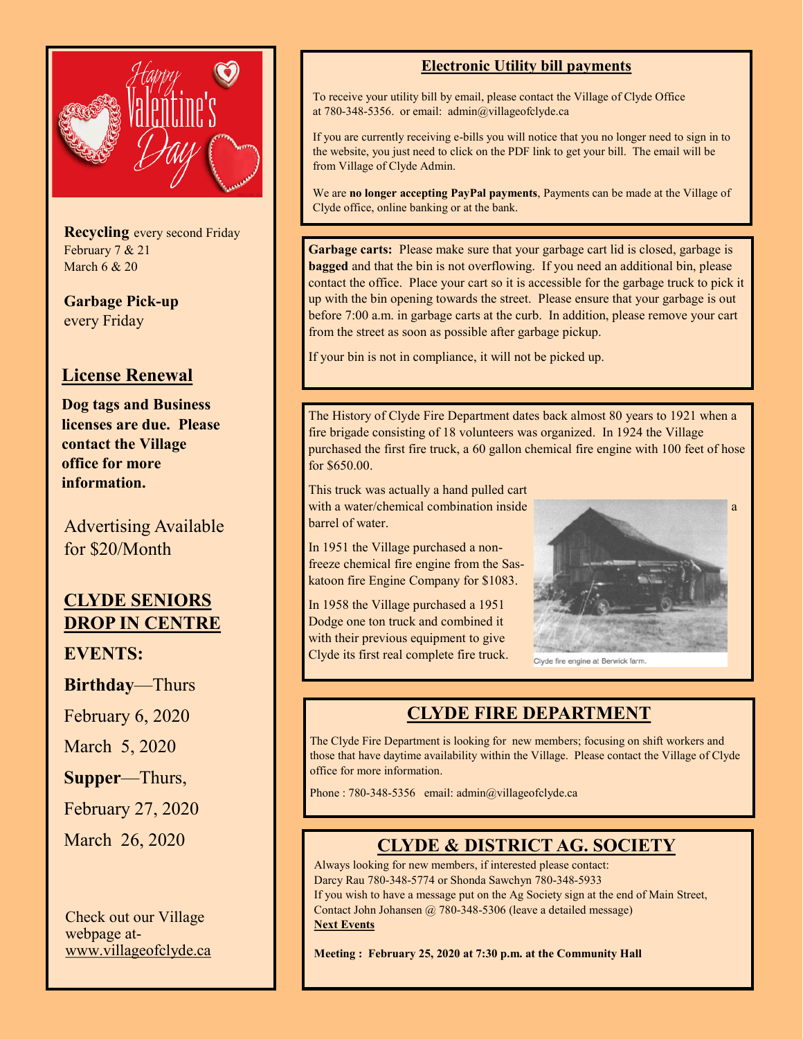Happy Valentine's Day

**Recycling** every second Friday
February 7 & 21
March 6 & 20

**Garbage Pick-up**
every Friday

## License Renewal

**Dog tags and Business licenses are due. Please contact the Village office for more information.**

Advertising Available for $20/Month

## CLYDE SENIORS DROP IN CENTRE

**EVENTS:**

**Birthday**—Thurs
February 6, 2020
March 5, 2020

**Supper**—Thurs,
February 27, 2020
March 26, 2020

Check out our Village webpage at-
www.villageofclyde.ca

## Electronic Utility bill payments

To receive your utility bill by email, please contact the Village of Clyde Office at 780-348-5356. or email: admin@villageofclyde.ca

If you are currently receiving e-bills you will notice that you no longer need to sign in to the website, you just need to click on the PDF link to get your bill. The email will be from Village of Clyde Admin.

We are **no longer accepting PayPal payments**, Payments can be made at the Village of Clyde office, online banking or at the bank.

**Garbage carts:** Please make sure that your garbage cart lid is closed, garbage is **bagged** and that the bin is not overflowing. If you need an additional bin, please contact the office. Place your cart so it is accessible for the garbage truck to pick it up with the bin opening towards the street. Please ensure that your garbage is out before 7:00 a.m. in garbage carts at the curb. In addition, please remove your cart from the street as soon as possible after garbage pickup.

If your bin is not in compliance, it will not be picked up.

The History of Clyde Fire Department dates back almost 80 years to 1921 when a fire brigade consisting of 18 volunteers was organized. In 1924 the Village purchased the first fire truck, a 60 gallon chemical fire engine with 100 feet of hose for $650.00.

This truck was actually a hand pulled cart with a water/chemical combination inside a barrel of water.

In 1951 the Village purchased a non-freeze chemical fire engine from the Saskatoon fire Engine Company for $1083.

In 1958 the Village purchased a 1951 Dodge one ton truck and combined it with their previous equipment to give Clyde its first real complete fire truck.

Clyde fire engine at Berwick farm.

## CLYDE FIRE DEPARTMENT

The Clyde Fire Department is looking for new members; focusing on shift workers and those that have daytime availability within the Village. Please contact the Village of Clyde office for more information.

Phone : 780-348-5356 email: admin@villageofclyde.ca

## CLYDE & DISTRICT AG. SOCIETY

Always looking for new members, if interested please contact:
Darcy Rau 780-348-5774 or Shonda Sawchyn 780-348-5933
If you wish to have a message put on the Ag Society sign at the end of Main Street,
Contact John Johansen @ 780-348-5306 (leave a detailed message)

**Next Events**

**Meeting : February 25, 2020 at 7:30 p.m. at the Community Hall**